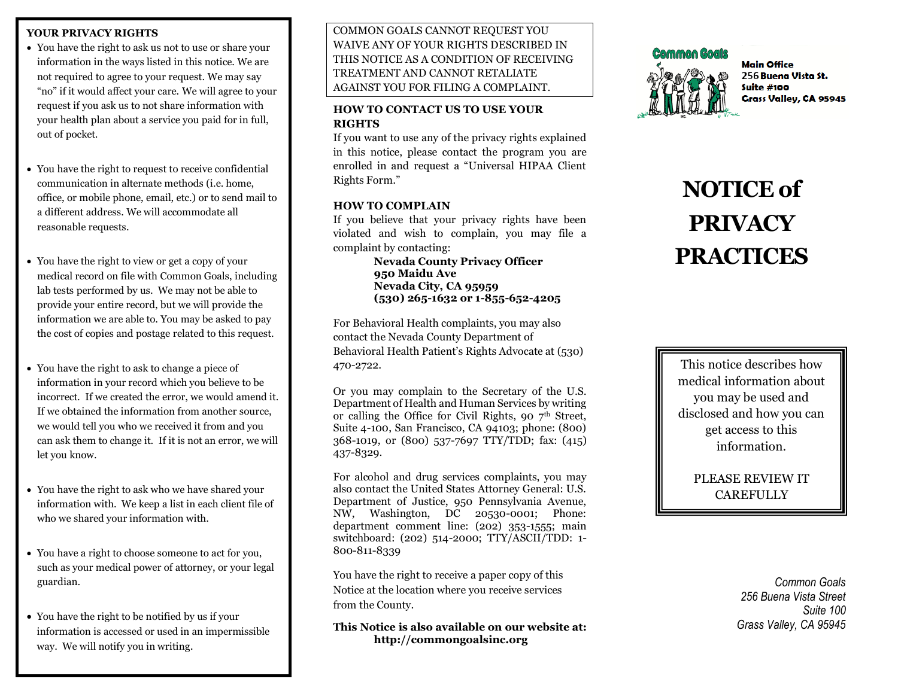## YOUR PRIVACY RIGHTS

- You have the right to ask us not to use or share your information in the ways listed in this notice. We are not required to agree to your request. We may say "no" if it would affect your care. We will agree to your request if you ask us to not share information with your health plan about a service you paid for in full, out of pocket.
- You have the right to request to receive confidential communication in alternate methods (i.e. home, office, or mobile phone, email, etc.) or to send mail to a different address. We will accommodate all reasonable requests.
- You have the right to view or get a copy of your medical record on file with Common Goals, including lab tests performed by us. We may not be able to provide your entire record, but we will provide the information we are able to. You may be asked to pay the cost of copies and postage related to this request.
- You have the right to ask to change a piece of information in your record which you believe to be incorrect. If we created the error, we would amend it. If we obtained the information from another source, we would tell you who we received it from and you can ask them to change it. If it is not an error, we will let you know.
- You have the right to ask who we have shared your information with. We keep a list in each client file of who we shared your information with.
- You have a right to choose someone to act for you, such as your medical power of attorney, or your legal guardian.
- You have the right to be notified by us if your information is accessed or used in an impermissible way. We will notify you in writing.

COMMON GOALS CANNOT REQUEST YOU WAIVE ANY OF YOUR RIGHTS DESCRIBED IN THIS NOTICE AS A CONDITION OF RECEIVING TREATMENT AND CANNOT RETALIATE AGAINST YOU FOR FILING A COMPLAINT.

### HOW TO CONTACT US TO USE YOUR RIGHTS

If you want to use any of the privacy rights explained in this notice, please contact the program you are enrolled in and request a "Universal HIPAA Client Rights Form."

### HOW TO COMPLAIN

If you believe that your privacy rights have been violated and wish to complain, you may file a complaint by contacting:

**Nevada County Privacy Officer**
**950 Maidu Ave**
**Nevada City, CA 95959**
**(530) 265-1632 or 1-855-652-4205**

For Behavioral Health complaints, you may also contact the Nevada County Department of Behavioral Health Patient's Rights Advocate at (530) 470-2722.

Or you may complain to the Secretary of the U.S. Department of Health and Human Services by writing or calling the Office for Civil Rights, 90 7th Street, Suite 4-100, San Francisco, CA 94103; phone: (800) 368-1019, or (800) 537-7697 TTY/TDD; fax: (415) 437-8329.

For alcohol and drug services complaints, you may also contact the United States Attorney General: U.S. Department of Justice, 950 Pennsylvania Avenue, NW, Washington, DC 20530-0001; Phone: department comment line: (202) 353-1555; main switchboard: (202) 514-2000; TTY/ASCII/TDD: 1-800-811-8339

You have the right to receive a paper copy of this Notice at the location where you receive services from the County.

**This Notice is also available on our website at: http://commongoalsinc.org**

Common Goals

**Main Office**
**256 Buena Vista St.**
**Suite #100**
**Grass Valley, CA 95945**

# NOTICE of PRIVACY PRACTICES

This notice describes how medical information about you may be used and disclosed and how you can get access to this information.

PLEASE REVIEW IT CAREFULLY

*Common Goals*
*256 Buena Vista Street*
*Suite 100*
*Grass Valley, CA 95945*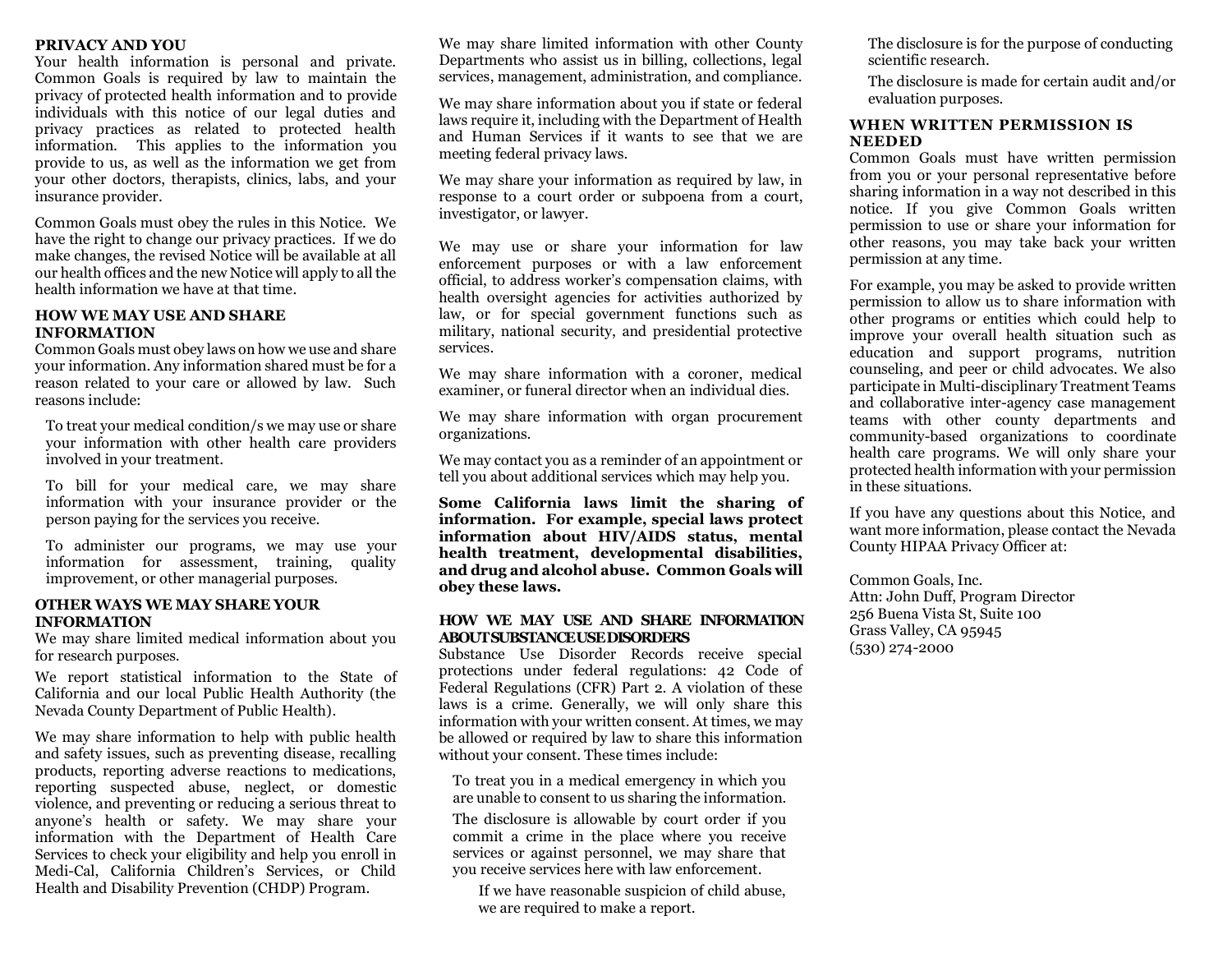## PRIVACY AND YOU

Your health information is personal and private. Common Goals is required by law to maintain the privacy of protected health information and to provide individuals with this notice of our legal duties and privacy practices as related to protected health information. This applies to the information you provide to us, as well as the information we get from your other doctors, therapists, clinics, labs, and your insurance provider.

Common Goals must obey the rules in this Notice. We have the right to change our privacy practices. If we do make changes, the revised Notice will be available at all our health offices and the new Notice will apply to all the health information we have at that time.

## HOW WE MAY USE AND SHARE INFORMATION

Common Goals must obey laws on how we use and share your information. Any information shared must be for a reason related to your care or allowed by law. Such reasons include:

To treat your medical condition/s we may use or share your information with other health care providers involved in your treatment.

To bill for your medical care, we may share information with your insurance provider or the person paying for the services you receive.

To administer our programs, we may use your information for assessment, training, quality improvement, or other managerial purposes.

## OTHER WAYS WE MAY SHARE YOUR INFORMATION

We may share limited medical information about you for research purposes.

We report statistical information to the State of California and our local Public Health Authority (the Nevada County Department of Public Health).

We may share information to help with public health and safety issues, such as preventing disease, recalling products, reporting adverse reactions to medications, reporting suspected abuse, neglect, or domestic violence, and preventing or reducing a serious threat to anyone's health or safety. We may share your information with the Department of Health Care Services to check your eligibility and help you enroll in Medi-Cal, California Children's Services, or Child Health and Disability Prevention (CHDP) Program.

We may share limited information with other County Departments who assist us in billing, collections, legal services, management, administration, and compliance.

We may share information about you if state or federal laws require it, including with the Department of Health and Human Services if it wants to see that we are meeting federal privacy laws.

We may share your information as required by law, in response to a court order or subpoena from a court, investigator, or lawyer.

We may use or share your information for law enforcement purposes or with a law enforcement official, to address worker's compensation claims, with health oversight agencies for activities authorized by law, or for special government functions such as military, national security, and presidential protective services.

We may share information with a coroner, medical examiner, or funeral director when an individual dies.

We may share information with organ procurement organizations.

We may contact you as a reminder of an appointment or tell you about additional services which may help you.

**Some California laws limit the sharing of information. For example, special laws protect information about HIV/AIDS status, mental health treatment, developmental disabilities, and drug and alcohol abuse. Common Goals will obey these laws.**

## HOW WE MAY USE AND SHARE INFORMATION ABOUT SUBSTANCE USE DISORDERS

Substance Use Disorder Records receive special protections under federal regulations: 42 Code of Federal Regulations (CFR) Part 2. A violation of these laws is a crime. Generally, we will only share this information with your written consent. At times, we may be allowed or required by law to share this information without your consent. These times include:

To treat you in a medical emergency in which you are unable to consent to us sharing the information.

The disclosure is allowable by court order if you commit a crime in the place where you receive services or against personnel, we may share that you receive services here with law enforcement.

If we have reasonable suspicion of child abuse, we are required to make a report.

The disclosure is for the purpose of conducting scientific research.

The disclosure is made for certain audit and/or evaluation purposes.

## WHEN WRITTEN PERMISSION IS NEEDED

Common Goals must have written permission from you or your personal representative before sharing information in a way not described in this notice. If you give Common Goals written permission to use or share your information for other reasons, you may take back your written permission at any time.

For example, you may be asked to provide written permission to allow us to share information with other programs or entities which could help to improve your overall health situation such as education and support programs, nutrition counseling, and peer or child advocates. We also participate in Multi-disciplinary Treatment Teams and collaborative inter-agency case management teams with other county departments and community-based organizations to coordinate health care programs. We will only share your protected health information with your permission in these situations.

If you have any questions about this Notice, and want more information, please contact the Nevada County HIPAA Privacy Officer at:

Common Goals, Inc.
Attn: John Duff, Program Director
256 Buena Vista St, Suite 100
Grass Valley, CA 95945
(530) 274-2000